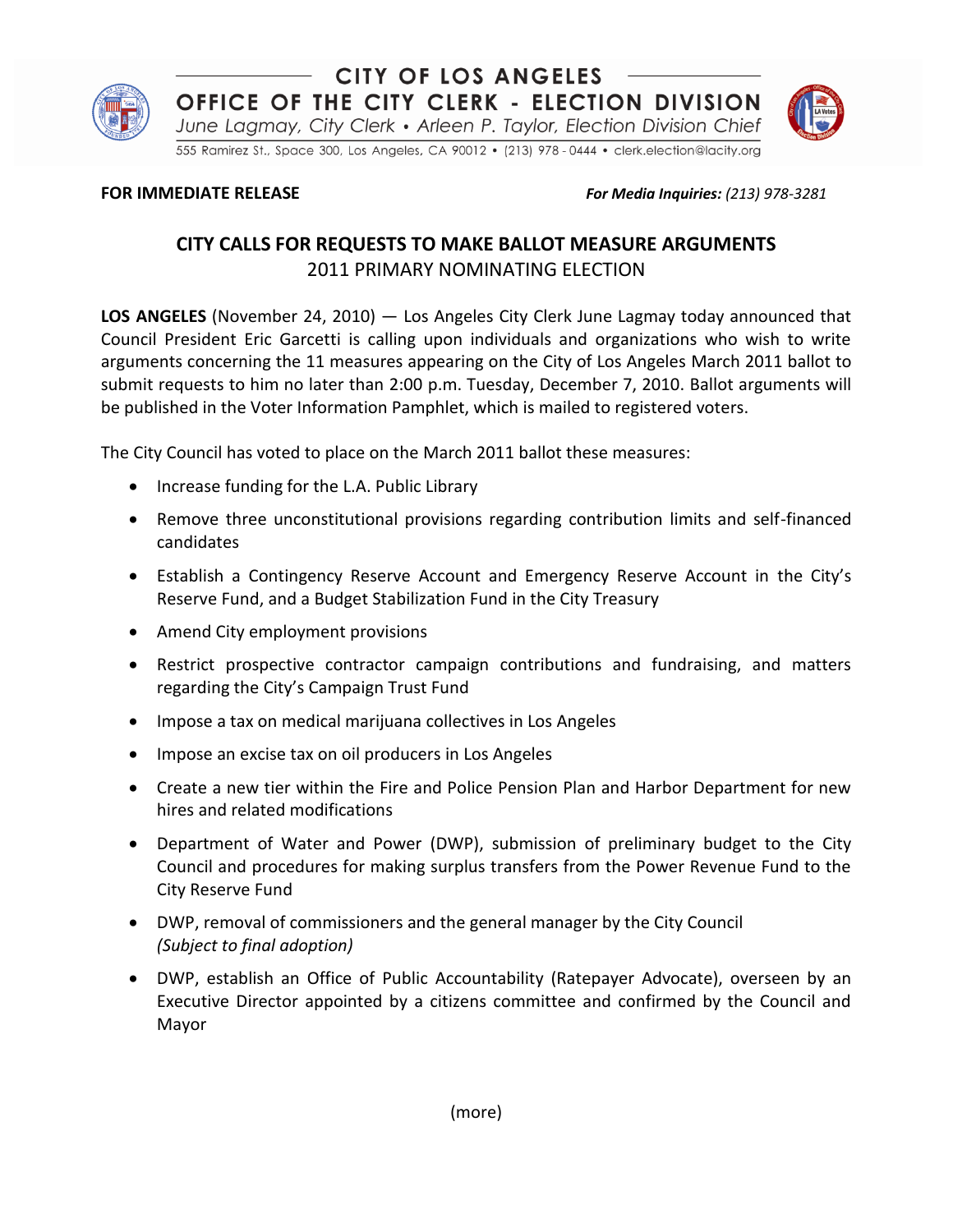# CITY OF LOS ANGELES

## OFFICE OF THE CITY CLERK - ELECTION DIVISION

*June Lagmay, City Clerk • Arleen P. Taylor, Election Division Chief*

555 Ramirez St., Space 300, Los Angeles, CA 90012 • (213) 978 - 0444 • clerk.election@lacity.org

**FOR IMMEDIATE RELEASE** ***For Media Inquiries:*** *(213) 978-3281*

## CITY CALLS FOR REQUESTS TO MAKE BALLOT MEASURE ARGUMENTS

2011 PRIMARY NOMINATING ELECTION

**LOS ANGELES** (November 24, 2010) — Los Angeles City Clerk June Lagmay today announced that Council President Eric Garcetti is calling upon individuals and organizations who wish to write arguments concerning the 11 measures appearing on the City of Los Angeles March 2011 ballot to submit requests to him no later than 2:00 p.m. Tuesday, December 7, 2010. Ballot arguments will be published in the Voter Information Pamphlet, which is mailed to registered voters.

The City Council has voted to place on the March 2011 ballot these measures:

- Increase funding for the L.A. Public Library
- Remove three unconstitutional provisions regarding contribution limits and self-financed candidates
- Establish a Contingency Reserve Account and Emergency Reserve Account in the City's Reserve Fund, and a Budget Stabilization Fund in the City Treasury
- Amend City employment provisions
- Restrict prospective contractor campaign contributions and fundraising, and matters regarding the City's Campaign Trust Fund
- Impose a tax on medical marijuana collectives in Los Angeles
- Impose an excise tax on oil producers in Los Angeles
- Create a new tier within the Fire and Police Pension Plan and Harbor Department for new hires and related modifications
- Department of Water and Power (DWP), submission of preliminary budget to the City Council and procedures for making surplus transfers from the Power Revenue Fund to the City Reserve Fund
- DWP, removal of commissioners and the general manager by the City Council *(Subject to final adoption)*
- DWP, establish an Office of Public Accountability (Ratepayer Advocate), overseen by an Executive Director appointed by a citizens committee and confirmed by the Council and Mayor

(more)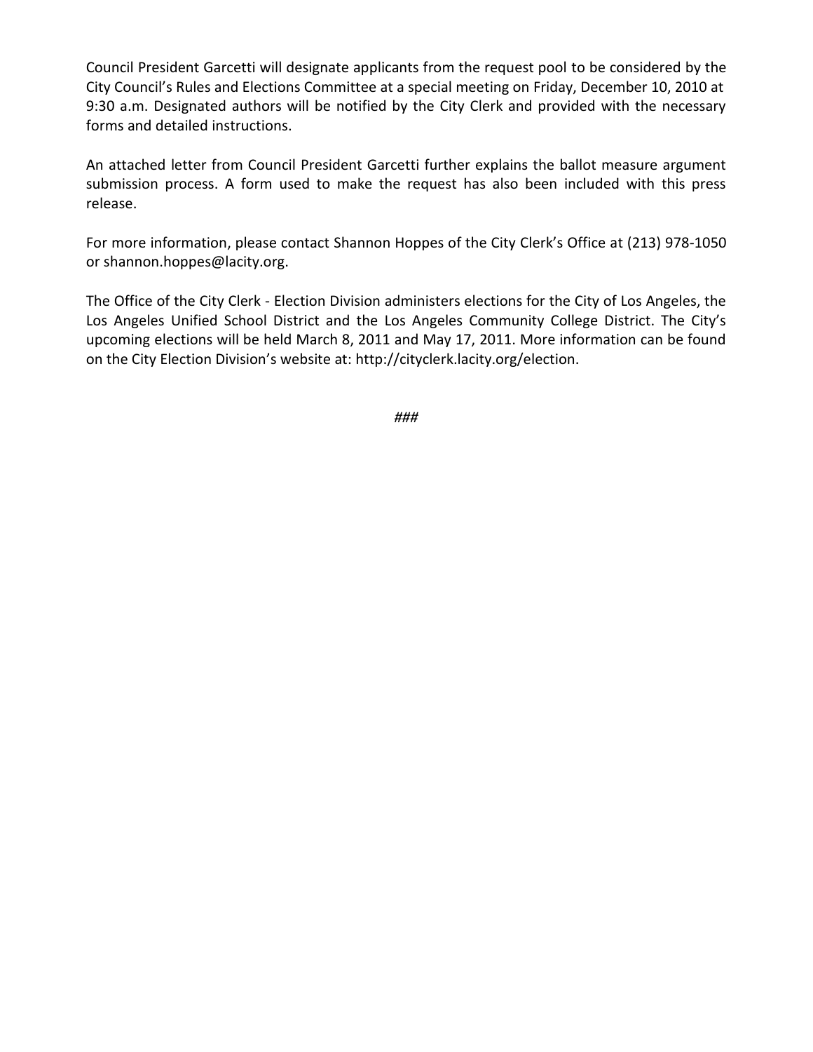Council President Garcetti will designate applicants from the request pool to be considered by the City Council's Rules and Elections Committee at a special meeting on Friday, December 10, 2010 at 9:30 a.m. Designated authors will be notified by the City Clerk and provided with the necessary forms and detailed instructions.

An attached letter from Council President Garcetti further explains the ballot measure argument submission process. A form used to make the request has also been included with this press release.

For more information, please contact Shannon Hoppes of the City Clerk's Office at (213) 978-1050 or shannon.hoppes@lacity.org.

The Office of the City Clerk - Election Division administers elections for the City of Los Angeles, the Los Angeles Unified School District and the Los Angeles Community College District. The City's upcoming elections will be held March 8, 2011 and May 17, 2011. More information can be found on the City Election Division's website at: http://cityclerk.lacity.org/election.

*###*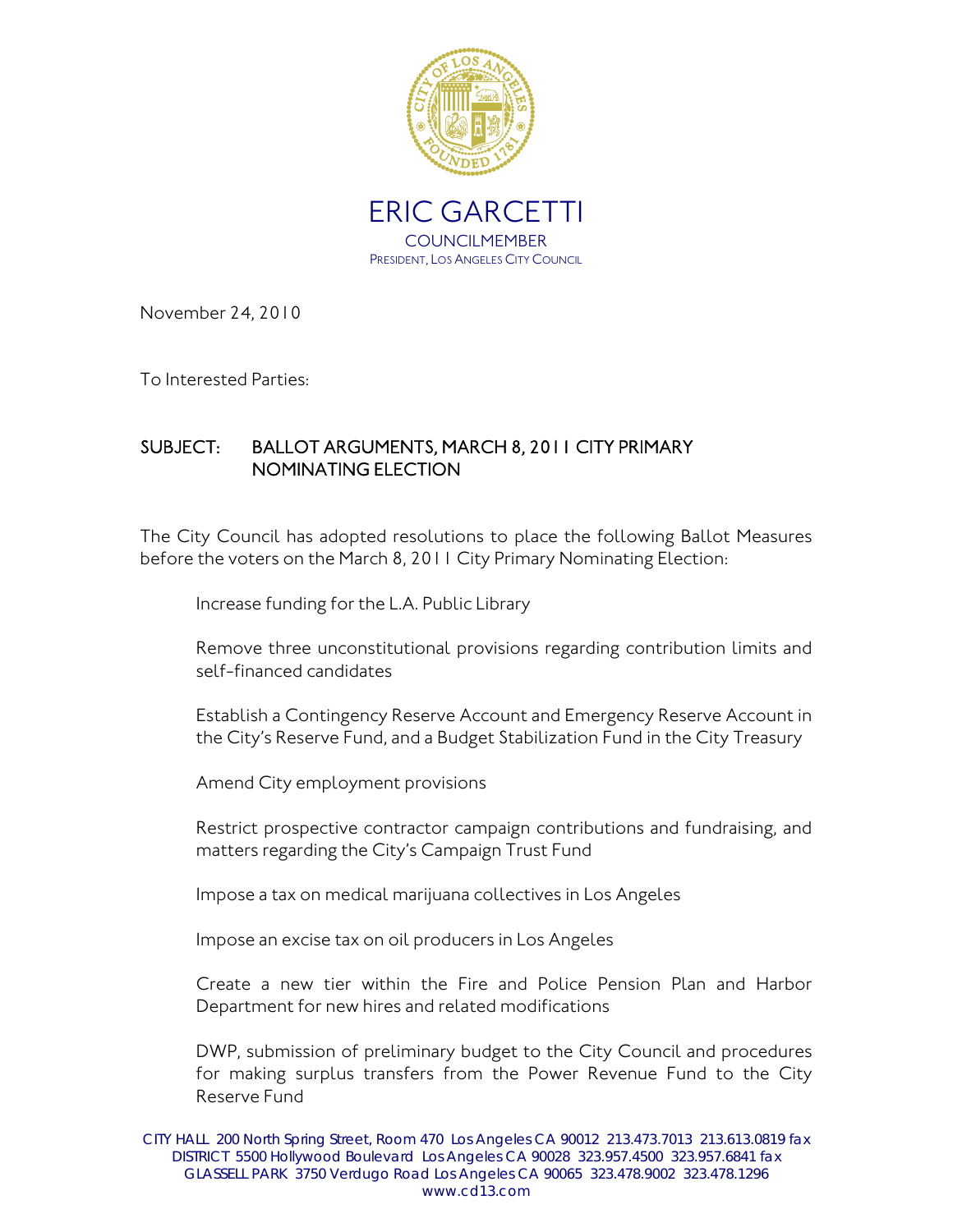# ERIC GARCETTI

COUNCILMEMBER

PRESIDENT, LOS ANGELES CITY COUNCIL

November 24, 2010

To Interested Parties:

## SUBJECT: BALLOT ARGUMENTS, MARCH 8, 2011 CITY PRIMARY NOMINATING ELECTION

The City Council has adopted resolutions to place the following Ballot Measures before the voters on the March 8, 2011 City Primary Nominating Election:

Increase funding for the L.A. Public Library

Remove three unconstitutional provisions regarding contribution limits and self-financed candidates

Establish a Contingency Reserve Account and Emergency Reserve Account in the City's Reserve Fund, and a Budget Stabilization Fund in the City Treasury

Amend City employment provisions

Restrict prospective contractor campaign contributions and fundraising, and matters regarding the City's Campaign Trust Fund

Impose a tax on medical marijuana collectives in Los Angeles

Impose an excise tax on oil producers in Los Angeles

Create a new tier within the Fire and Police Pension Plan and Harbor Department for new hires and related modifications

DWP, submission of preliminary budget to the City Council and procedures for making surplus transfers from the Power Revenue Fund to the City Reserve Fund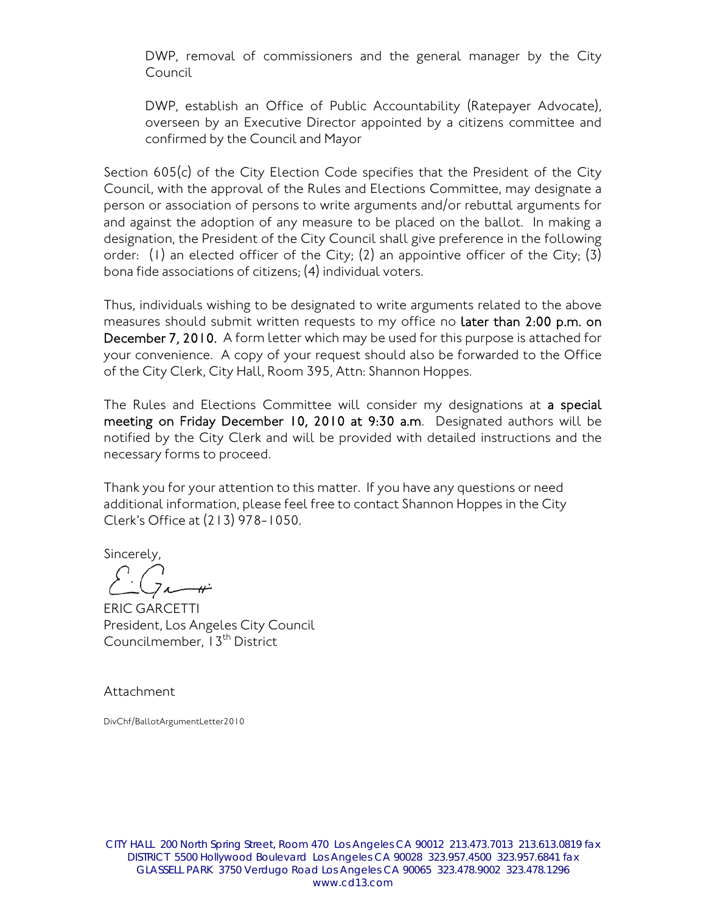DWP, removal of commissioners and the general manager by the City Council

DWP, establish an Office of Public Accountability (Ratepayer Advocate), overseen by an Executive Director appointed by a citizens committee and confirmed by the Council and Mayor

Section 605(c) of the City Election Code specifies that the President of the City Council, with the approval of the Rules and Elections Committee, may designate a person or association of persons to write arguments and/or rebuttal arguments for and against the adoption of any measure to be placed on the ballot. In making a designation, the President of the City Council shall give preference in the following order: (1) an elected officer of the City; (2) an appointive officer of the City; (3) bona fide associations of citizens; (4) individual voters.

Thus, individuals wishing to be designated to write arguments related to the above measures should submit written requests to my office no **later than 2:00 p.m. on December 7, 2010.** A form letter which may be used for this purpose is attached for your convenience. A copy of your request should also be forwarded to the Office of the City Clerk, City Hall, Room 395, Attn: Shannon Hoppes.

The Rules and Elections Committee will consider my designations at **a special meeting on Friday December 10, 2010 at 9:30 a.m**. Designated authors will be notified by the City Clerk and will be provided with detailed instructions and the necessary forms to proceed.

Thank you for your attention to this matter. If you have any questions or need additional information, please feel free to contact Shannon Hoppes in the City Clerk's Office at (213) 978-1050.

Sincerely,

ERIC GARCETTI
President, Los Angeles City Council
Councilmember, 13th District

Attachment

DivChf/BallotArgumentLetter2010

CITY HALL 200 North Spring Street, Room 470 Los Angeles CA 90012 213.473.7013 213.613.0819 fax
DISTRICT 5500 Hollywood Boulevard Los Angeles CA 90028 323.957.4500 323.957.6841 fax
GLASSELL PARK 3750 Verdugo Road Los Angeles CA 90065 323.478.9002 323.478.1296
www.cd13.com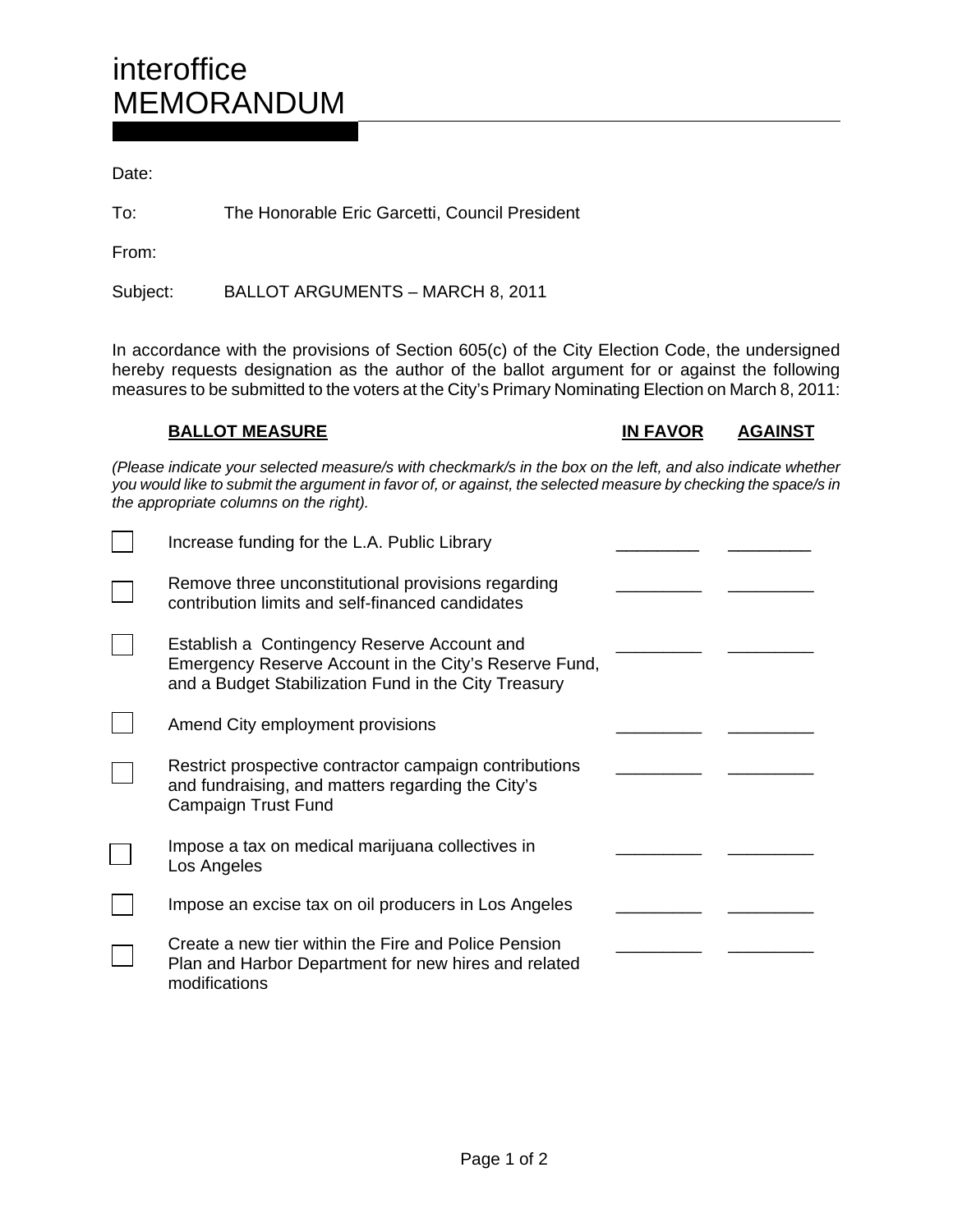# interoffice MEMORANDUM

Date:

To: The Honorable Eric Garcetti, Council President

From:

Subject: BALLOT ARGUMENTS – MARCH 8, 2011

In accordance with the provisions of Section 605(c) of the City Election Code, the undersigned hereby requests designation as the author of the ballot argument for or against the following measures to be submitted to the voters at the City's Primary Nominating Election on March 8, 2011:

*(Please indicate your selected measure/s with checkmark/s in the box on the left, and also indicate whether you would like to submit the argument in favor of, or against, the selected measure by checking the space/s in the appropriate columns on the right).*

| | **BALLOT MEASURE** | **IN FAVOR** | **AGAINST** |
|---|---|---|---|
| ☐ | Increase funding for the L.A. Public Library | _________ | _________ |
| ☐ | Remove three unconstitutional provisions regarding contribution limits and self-financed candidates | _________ | _________ |
| ☐ | Establish a Contingency Reserve Account and Emergency Reserve Account in the City's Reserve Fund, and a Budget Stabilization Fund in the City Treasury | _________ | _________ |
| ☐ | Amend City employment provisions | _________ | _________ |
| ☐ | Restrict prospective contractor campaign contributions and fundraising, and matters regarding the City's Campaign Trust Fund | _________ | _________ |
| ☐ | Impose a tax on medical marijuana collectives in Los Angeles | _________ | _________ |
| ☐ | Impose an excise tax on oil producers in Los Angeles | _________ | _________ |
| ☐ | Create a new tier within the Fire and Police Pension Plan and Harbor Department for new hires and related modifications | _________ | _________ |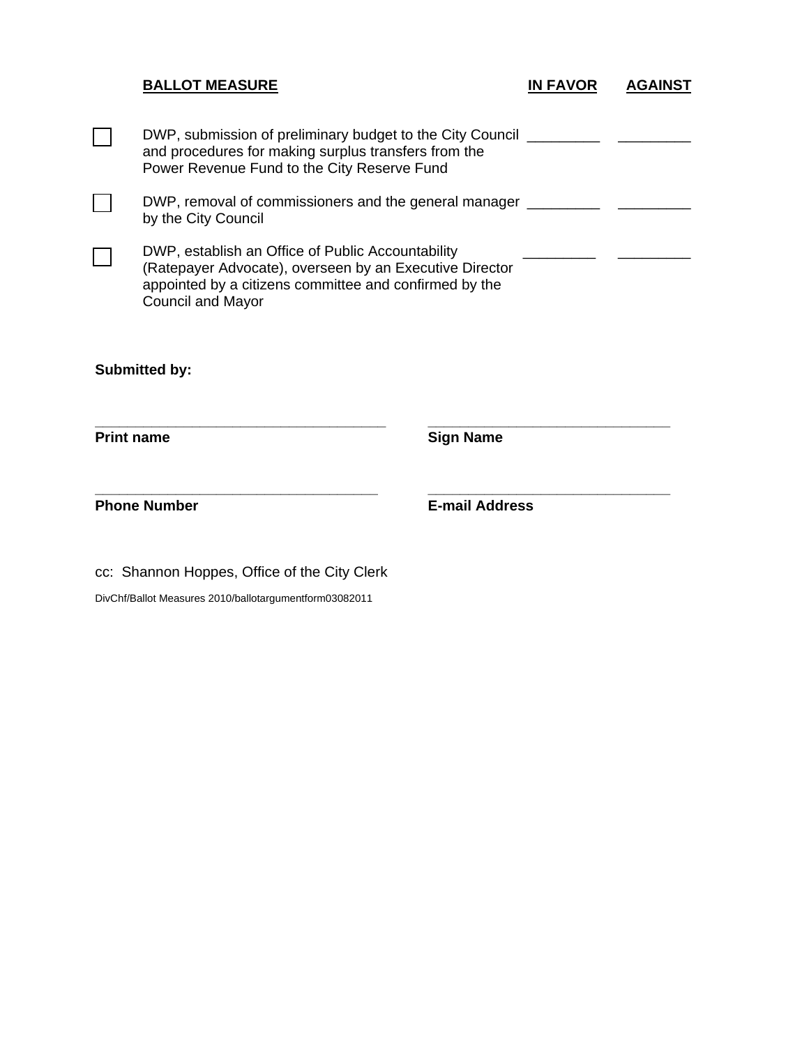| | BALLOT MEASURE | IN FAVOR | AGAINST |
|---|---|---|---|
| ☐ | DWP, submission of preliminary budget to the City Council and procedures for making surplus transfers from the Power Revenue Fund to the City Reserve Fund | _________ | _________ |
| ☐ | DWP, removal of commissioners and the general manager by the City Council | _________ | _________ |
| ☐ | DWP, establish an Office of Public Accountability (Ratepayer Advocate), overseen by an Executive Director appointed by a citizens committee and confirmed by the Council and Mayor | _________ | _________ |

**Submitted by:**

_______________________________________ _______________________________

**Print name** **Sign Name**

_______________________________________ _______________________________

**Phone Number** **E-mail Address**

cc: Shannon Hoppes, Office of the City Clerk

DivChf/Ballot Measures 2010/ballotargumentform03082011